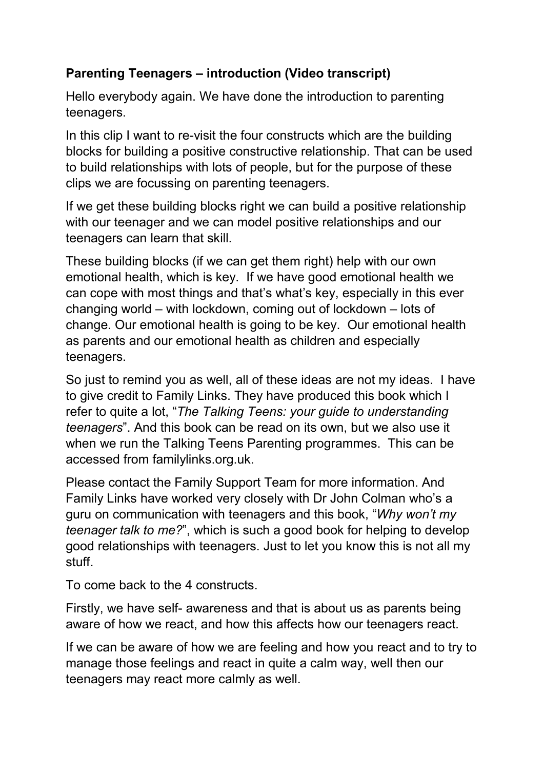**Parenting Teenagers – introduction (Video transcript)**

Hello everybody again. We have done the introduction to parenting teenagers.

In this clip I want to re-visit the four constructs which are the building blocks for building a positive constructive relationship. That can be used to build relationships with lots of people, but for the purpose of these clips we are focussing on parenting teenagers.

If we get these building blocks right we can build a positive relationship with our teenager and we can model positive relationships and our teenagers can learn that skill.

These building blocks (if we can get them right) help with our own emotional health, which is key. If we have good emotional health we can cope with most things and that's what's key, especially in this ever changing world – with lockdown, coming out of lockdown – lots of change. Our emotional health is going to be key. Our emotional health as parents and our emotional health as children and especially teenagers.

So just to remind you as well, all of these ideas are not my ideas. I have to give credit to Family Links. They have produced this book which I refer to quite a lot, "*The Talking Teens: your guide to understanding teenagers*". And this book can be read on its own, but we also use it when we run the Talking Teens Parenting programmes. This can be accessed from familylinks.org.uk.

Please contact the Family Support Team for more information. And Family Links have worked very closely with Dr John Colman who's a guru on communication with teenagers and this book, "*Why won't my teenager talk to me?*", which is such a good book for helping to develop good relationships with teenagers. Just to let you know this is not all my stuff.

To come back to the 4 constructs.

Firstly, we have self- awareness and that is about us as parents being aware of how we react, and how this affects how our teenagers react.

If we can be aware of how we are feeling and how you react and to try to manage those feelings and react in quite a calm way, well then our teenagers may react more calmly as well.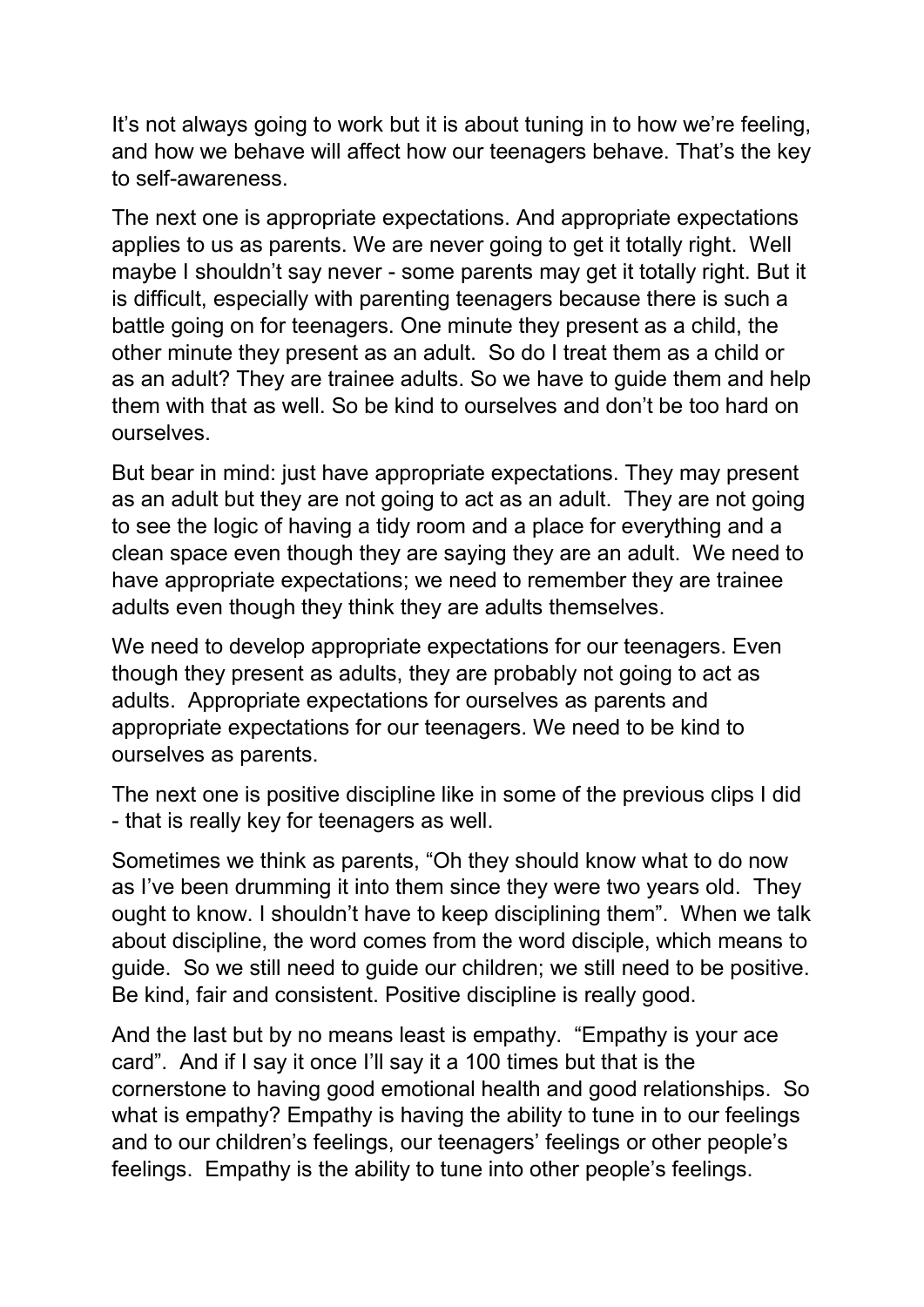It's not always going to work but it is about tuning in to how we're feeling, and how we behave will affect how our teenagers behave. That's the key to self-awareness.

The next one is appropriate expectations. And appropriate expectations applies to us as parents. We are never going to get it totally right. Well maybe I shouldn't say never - some parents may get it totally right. But it is difficult, especially with parenting teenagers because there is such a battle going on for teenagers. One minute they present as a child, the other minute they present as an adult. So do I treat them as a child or as an adult? They are trainee adults. So we have to guide them and help them with that as well. So be kind to ourselves and don't be too hard on ourselves.

But bear in mind: just have appropriate expectations. They may present as an adult but they are not going to act as an adult. They are not going to see the logic of having a tidy room and a place for everything and a clean space even though they are saying they are an adult. We need to have appropriate expectations; we need to remember they are trainee adults even though they think they are adults themselves.

We need to develop appropriate expectations for our teenagers. Even though they present as adults, they are probably not going to act as adults. Appropriate expectations for ourselves as parents and appropriate expectations for our teenagers. We need to be kind to ourselves as parents.

The next one is positive discipline like in some of the previous clips I did - that is really key for teenagers as well.

Sometimes we think as parents, "Oh they should know what to do now as I've been drumming it into them since they were two years old. They ought to know. I shouldn't have to keep disciplining them". When we talk about discipline, the word comes from the word disciple, which means to guide. So we still need to guide our children; we still need to be positive. Be kind, fair and consistent. Positive discipline is really good.

And the last but by no means least is empathy. "Empathy is your ace card". And if I say it once I'll say it a 100 times but that is the cornerstone to having good emotional health and good relationships. So what is empathy? Empathy is having the ability to tune in to our feelings and to our children's feelings, our teenagers' feelings or other people's feelings. Empathy is the ability to tune into other people's feelings.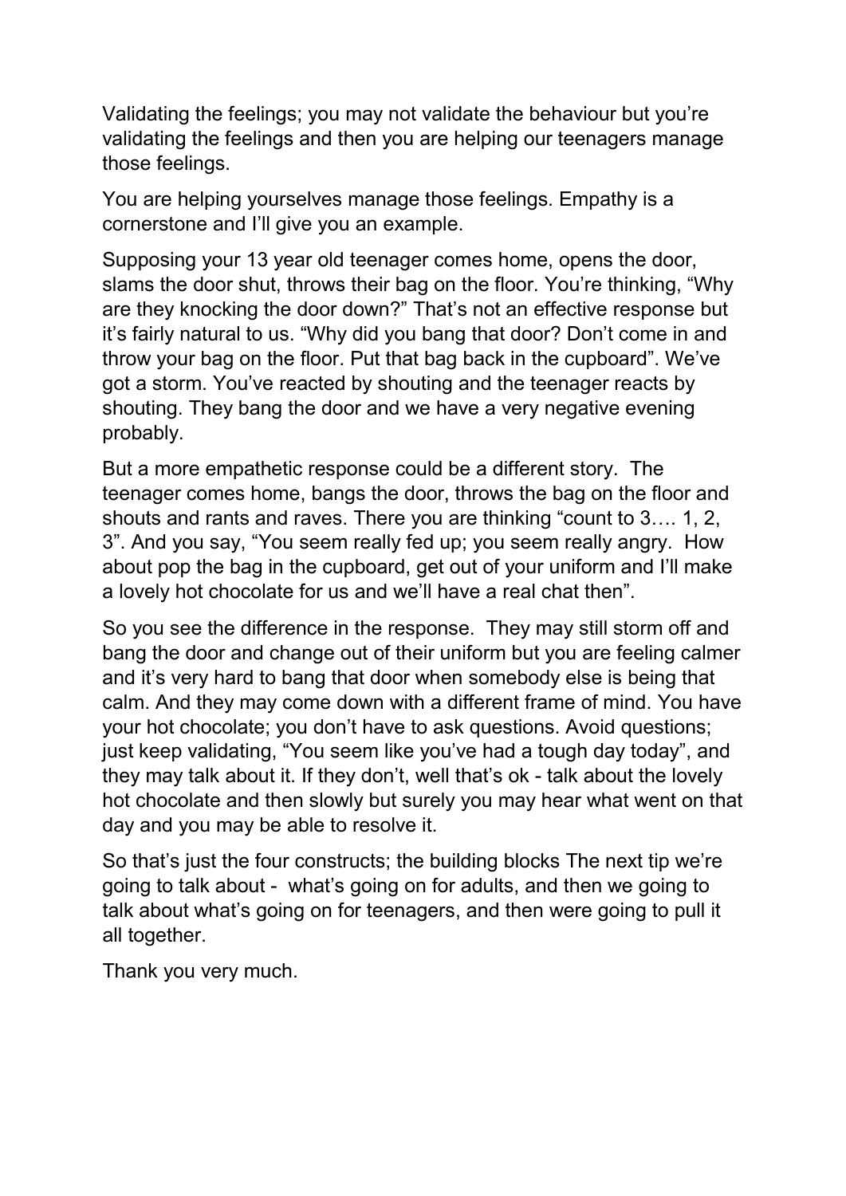Validating the feelings; you may not validate the behaviour but you're validating the feelings and then you are helping our teenagers manage those feelings.

You are helping yourselves manage those feelings. Empathy is a cornerstone and I'll give you an example.

Supposing your 13 year old teenager comes home, opens the door, slams the door shut, throws their bag on the floor. You're thinking, "Why are they knocking the door down?" That's not an effective response but it's fairly natural to us. "Why did you bang that door? Don't come in and throw your bag on the floor. Put that bag back in the cupboard". We've got a storm. You've reacted by shouting and the teenager reacts by shouting. They bang the door and we have a very negative evening probably.

But a more empathetic response could be a different story. The teenager comes home, bangs the door, throws the bag on the floor and shouts and rants and raves. There you are thinking "count to 3…. 1, 2, 3". And you say, "You seem really fed up; you seem really angry. How about pop the bag in the cupboard, get out of your uniform and I'll make a lovely hot chocolate for us and we'll have a real chat then".

So you see the difference in the response. They may still storm off and bang the door and change out of their uniform but you are feeling calmer and it's very hard to bang that door when somebody else is being that calm. And they may come down with a different frame of mind. You have your hot chocolate; you don't have to ask questions. Avoid questions; just keep validating, "You seem like you've had a tough day today", and they may talk about it. If they don't, well that's ok - talk about the lovely hot chocolate and then slowly but surely you may hear what went on that day and you may be able to resolve it.

So that's just the four constructs; the building blocks The next tip we're going to talk about - what's going on for adults, and then we going to talk about what's going on for teenagers, and then were going to pull it all together.

Thank you very much.